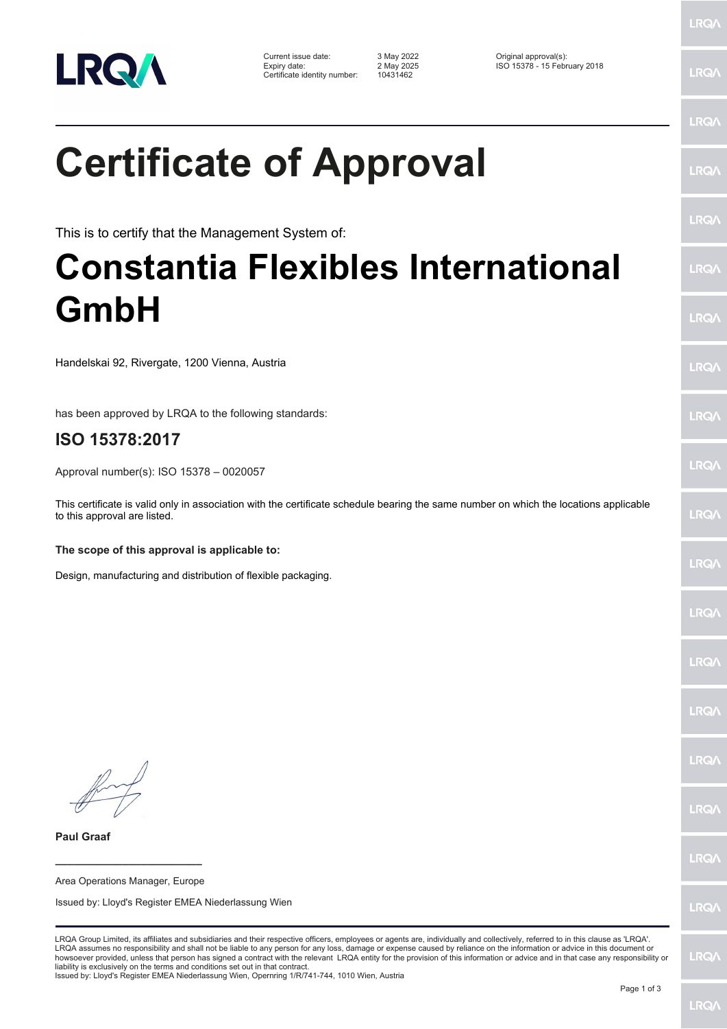| | | |
|---|---|---|
| Current issue date: | 3 May 2022 | Original approval(s): |
| Expiry date: | 2 May 2025 | ISO 15378 - 15 February 2018 |
| Certificate identity number: | 10431462 | |

# Certificate of Approval

This is to certify that the Management System of:

# Constantia Flexibles International GmbH

Handelskai 92, Rivergate, 1200 Vienna, Austria

has been approved by LRQA to the following standards:

## ISO 15378:2017

Approval number(s): ISO 15378 – 0020057

This certificate is valid only in association with the certificate schedule bearing the same number on which the locations applicable to this approval are listed.

**The scope of this approval is applicable to:**

Design, manufacturing and distribution of flexible packaging.

**Paul Graaf**

Area Operations Manager, Europe

Issued by: Lloyd's Register EMEA Niederlassung Wien

LRQA Group Limited, its affiliates and subsidiaries and their respective officers, employees or agents are, individually and collectively, referred to in this clause as 'LRQA'. LRQA assumes no responsibility and shall not be liable to any person for any loss, damage or expense caused by reliance on the information or advice in this document or howsoever provided, unless that person has signed a contract with the relevant LRQA entity for the provision of this information or advice and in that case any responsibility or liability is exclusively on the terms and conditions set out in that contract.
Issued by: Lloyd's Register EMEA Niederlassung Wien, Opernring 1/R/741-744, 1010 Wien, Austria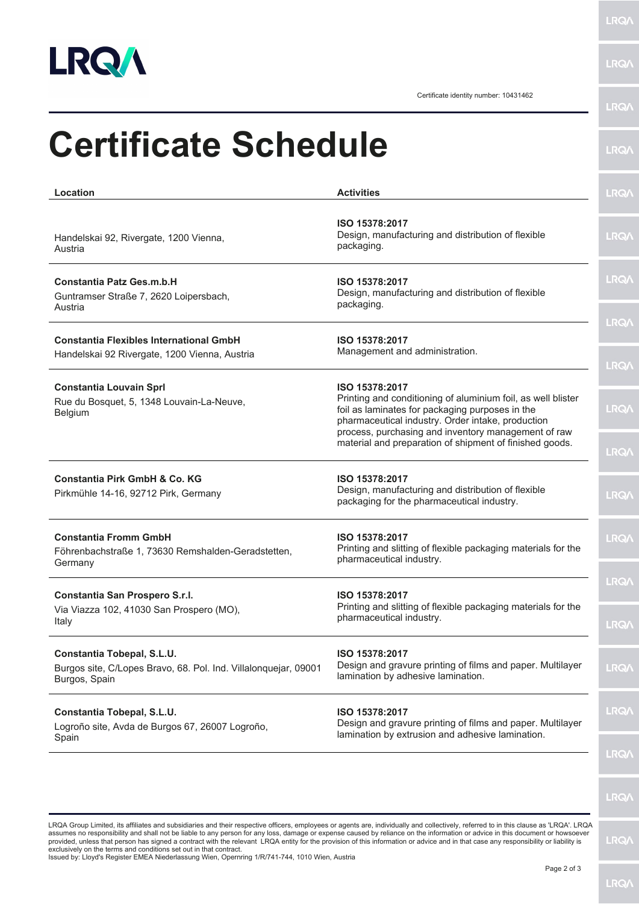Certificate identity number: 10431462

# Certificate Schedule

| Location | Activities |
|---|---|
| Handelskai 92, Rivergate, 1200 Vienna, Austria | **ISO 15378:2017** Design, manufacturing and distribution of flexible packaging. |
| **Constantia Patz Ges.m.b.H** Guntramser Straße 7, 2620 Loipersbach, Austria | **ISO 15378:2017** Design, manufacturing and distribution of flexible packaging. |
| **Constantia Flexibles International GmbH** Handelskai 92 Rivergate, 1200 Vienna, Austria | **ISO 15378:2017** Management and administration. |
| **Constantia Louvain Sprl** Rue du Bosquet, 5, 1348 Louvain-La-Neuve, Belgium | **ISO 15378:2017** Printing and conditioning of aluminium foil, as well blister foil as laminates for packaging purposes in the pharmaceutical industry. Order intake, production process, purchasing and inventory management of raw material and preparation of shipment of finished goods. |
| **Constantia Pirk GmbH & Co. KG** Pirkmühle 14-16, 92712 Pirk, Germany | **ISO 15378:2017** Design, manufacturing and distribution of flexible packaging for the pharmaceutical industry. |
| **Constantia Fromm GmbH** Föhrenbachstraße 1, 73630 Remshalden-Geradstetten, Germany | **ISO 15378:2017** Printing and slitting of flexible packaging materials for the pharmaceutical industry. |
| **Constantia San Prospero S.r.l.** Via Viazza 102, 41030 San Prospero (MO), Italy | **ISO 15378:2017** Printing and slitting of flexible packaging materials for the pharmaceutical industry. |
| **Constantia Tobepal, S.L.U.** Burgos site, C/Lopes Bravo, 68. Pol. Ind. Villalonquejar, 09001 Burgos, Spain | **ISO 15378:2017** Design and gravure printing of films and paper. Multilayer lamination by adhesive lamination. |
| **Constantia Tobepal, S.L.U.** Logroño site, Avda de Burgos 67, 26007 Logroño, Spain | **ISO 15378:2017** Design and gravure printing of films and paper. Multilayer lamination by extrusion and adhesive lamination. |

LRQA Group Limited, its affiliates and subsidiaries and their respective officers, employees or agents are, individually and collectively, referred to in this clause as 'LRQA'. LRQA assumes no responsibility and shall not be liable to any person for any loss, damage or expense caused by reliance on the information or advice in this document or howsoever provided, unless that person has signed a contract with the relevant LRQA entity for the provision of this information or advice and in that case any responsibility or liability is exclusively on the terms and conditions set out in that contract.
Issued by: Lloyd's Register EMEA Niederlassung Wien, Opernring 1/R/741-744, 1010 Wien, Austria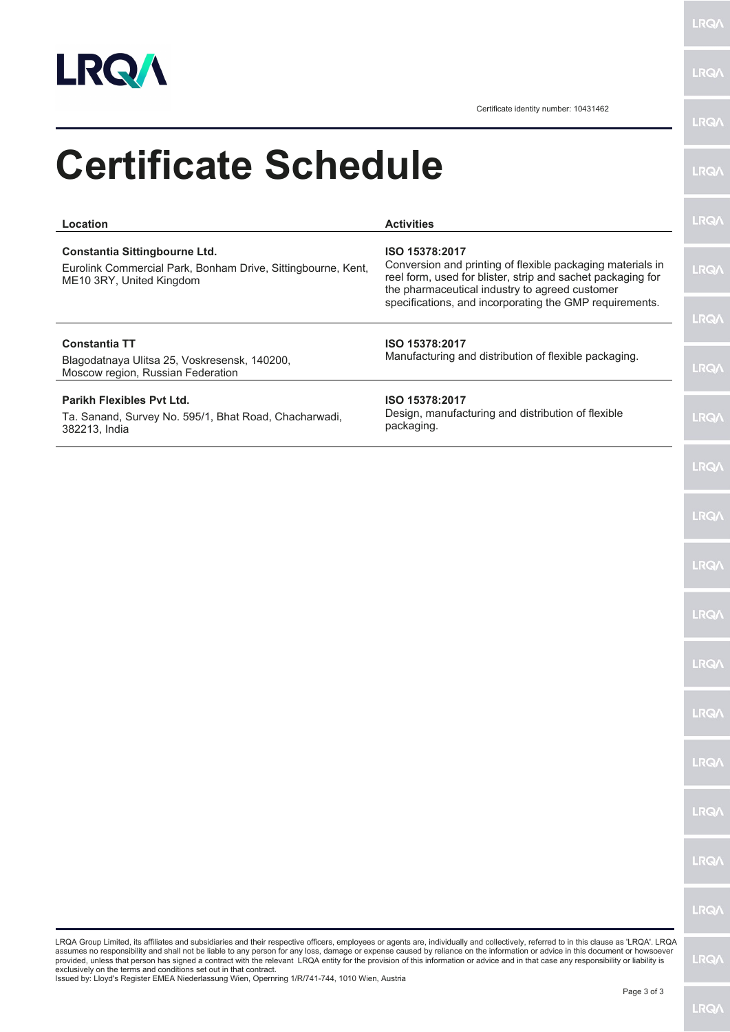Certificate identity number: 10431462

# Certificate Schedule

| Location | Activities |
| --- | --- |
| **Constantia Sittingbourne Ltd.** Eurolink Commercial Park, Bonham Drive, Sittingbourne, Kent, ME10 3RY, United Kingdom | **ISO 15378:2017** Conversion and printing of flexible packaging materials in reel form, used for blister, strip and sachet packaging for the pharmaceutical industry to agreed customer specifications, and incorporating the GMP requirements. |
| **Constantia TT** Blagodatnaya Ulitsa 25, Voskresensk, 140200, Moscow region, Russian Federation | **ISO 15378:2017** Manufacturing and distribution of flexible packaging. |
| **Parikh Flexibles Pvt Ltd.** Ta. Sanand, Survey No. 595/1, Bhat Road, Chacharwadi, 382213, India | **ISO 15378:2017** Design, manufacturing and distribution of flexible packaging. |

LRQA Group Limited, its affiliates and subsidiaries and their respective officers, employees or agents are, individually and collectively, referred to in this clause as 'LRQA'. LRQA assumes no responsibility and shall not be liable to any person for any loss, damage or expense caused by reliance on the information or advice in this document or howsoever provided, unless that person has signed a contract with the relevant LRQA entity for the provision of this information or advice and in that case any responsibility or liability is exclusively on the terms and conditions set out in that contract.
Issued by: Lloyd's Register EMEA Niederlassung Wien, Opernring 1/R/741-744, 1010 Wien, Austria